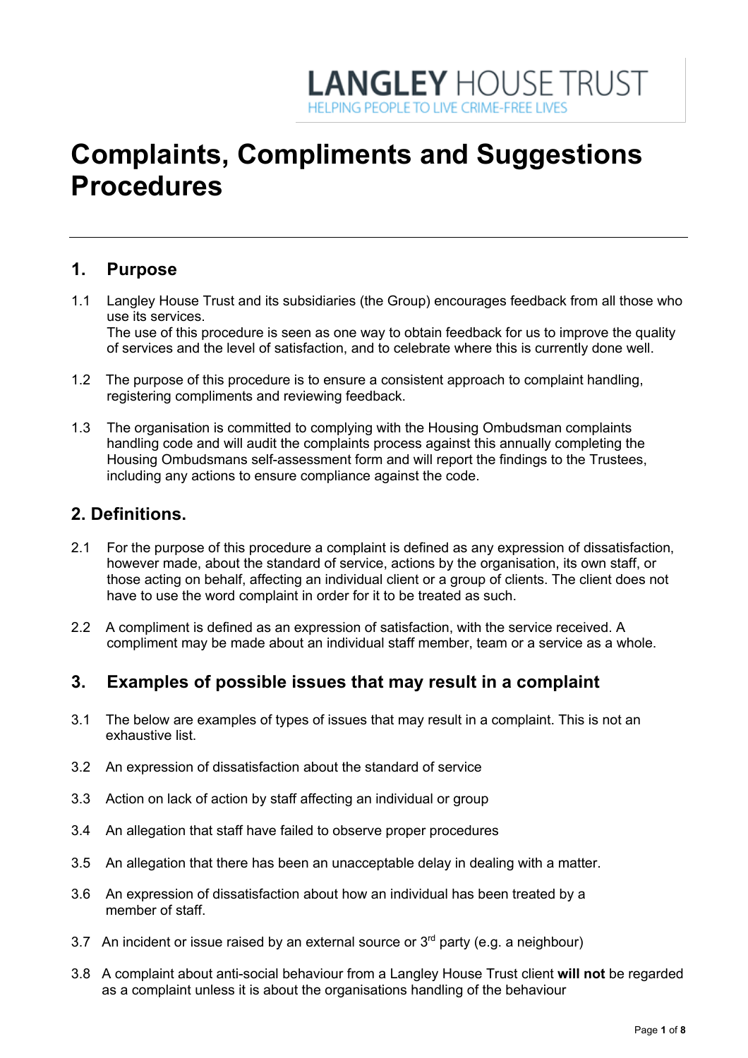LANGLEY HOUSE TRUST
HELPING PEOPLE TO LIVE CRIME-FREE LIVES

# Complaints, Compliments and Suggestions Procedures

## 1. Purpose

1.1 Langley House Trust and its subsidiaries (the Group) encourages feedback from all those who use its services.
The use of this procedure is seen as one way to obtain feedback for us to improve the quality of services and the level of satisfaction, and to celebrate where this is currently done well.

1.2 The purpose of this procedure is to ensure a consistent approach to complaint handling, registering compliments and reviewing feedback.

1.3 The organisation is committed to complying with the Housing Ombudsman complaints handling code and will audit the complaints process against this annually completing the Housing Ombudsmans self-assessment form and will report the findings to the Trustees, including any actions to ensure compliance against the code.

## 2. Definitions.

2.1 For the purpose of this procedure a complaint is defined as any expression of dissatisfaction, however made, about the standard of service, actions by the organisation, its own staff, or those acting on behalf, affecting an individual client or a group of clients. The client does not have to use the word complaint in order for it to be treated as such.

2.2 A compliment is defined as an expression of satisfaction, with the service received. A compliment may be made about an individual staff member, team or a service as a whole.

## 3. Examples of possible issues that may result in a complaint

3.1 The below are examples of types of issues that may result in a complaint. This is not an exhaustive list.

3.2 An expression of dissatisfaction about the standard of service

3.3 Action on lack of action by staff affecting an individual or group

3.4 An allegation that staff have failed to observe proper procedures

3.5 An allegation that there has been an unacceptable delay in dealing with a matter.

3.6 An expression of dissatisfaction about how an individual has been treated by a member of staff.

3.7 An incident or issue raised by an external source or 3rd party (e.g. a neighbour)

3.8 A complaint about anti-social behaviour from a Langley House Trust client **will not** be regarded as a complaint unless it is about the organisations handling of the behaviour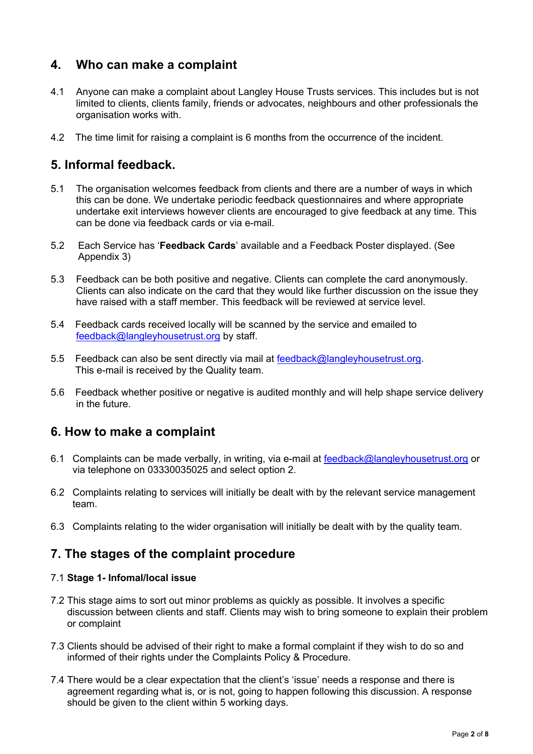## 4. Who can make a complaint

4.1 Anyone can make a complaint about Langley House Trusts services. This includes but is not limited to clients, clients family, friends or advocates, neighbours and other professionals the organisation works with.

4.2 The time limit for raising a complaint is 6 months from the occurrence of the incident.

## 5. Informal feedback.

5.1 The organisation welcomes feedback from clients and there are a number of ways in which this can be done. We undertake periodic feedback questionnaires and where appropriate undertake exit interviews however clients are encouraged to give feedback at any time. This can be done via feedback cards or via e-mail.

5.2 Each Service has '**Feedback Cards**' available and a Feedback Poster displayed. (See Appendix 3)

5.3 Feedback can be both positive and negative. Clients can complete the card anonymously. Clients can also indicate on the card that they would like further discussion on the issue they have raised with a staff member. This feedback will be reviewed at service level.

5.4 Feedback cards received locally will be scanned by the service and emailed to feedback@langleyhousetrust.org by staff.

5.5 Feedback can also be sent directly via mail at feedback@langleyhousetrust.org. This e-mail is received by the Quality team.

5.6 Feedback whether positive or negative is audited monthly and will help shape service delivery in the future.

## 6. How to make a complaint

6.1 Complaints can be made verbally, in writing, via e-mail at feedback@langleyhousetrust.org or via telephone on 03330035025 and select option 2.

6.2 Complaints relating to services will initially be dealt with by the relevant service management team.

6.3 Complaints relating to the wider organisation will initially be dealt with by the quality team.

## 7. The stages of the complaint procedure

7.1 **Stage 1- Infomal/local issue**

7.2 This stage aims to sort out minor problems as quickly as possible. It involves a specific discussion between clients and staff. Clients may wish to bring someone to explain their problem or complaint

7.3 Clients should be advised of their right to make a formal complaint if they wish to do so and informed of their rights under the Complaints Policy & Procedure.

7.4 There would be a clear expectation that the client's 'issue' needs a response and there is agreement regarding what is, or is not, going to happen following this discussion. A response should be given to the client within 5 working days.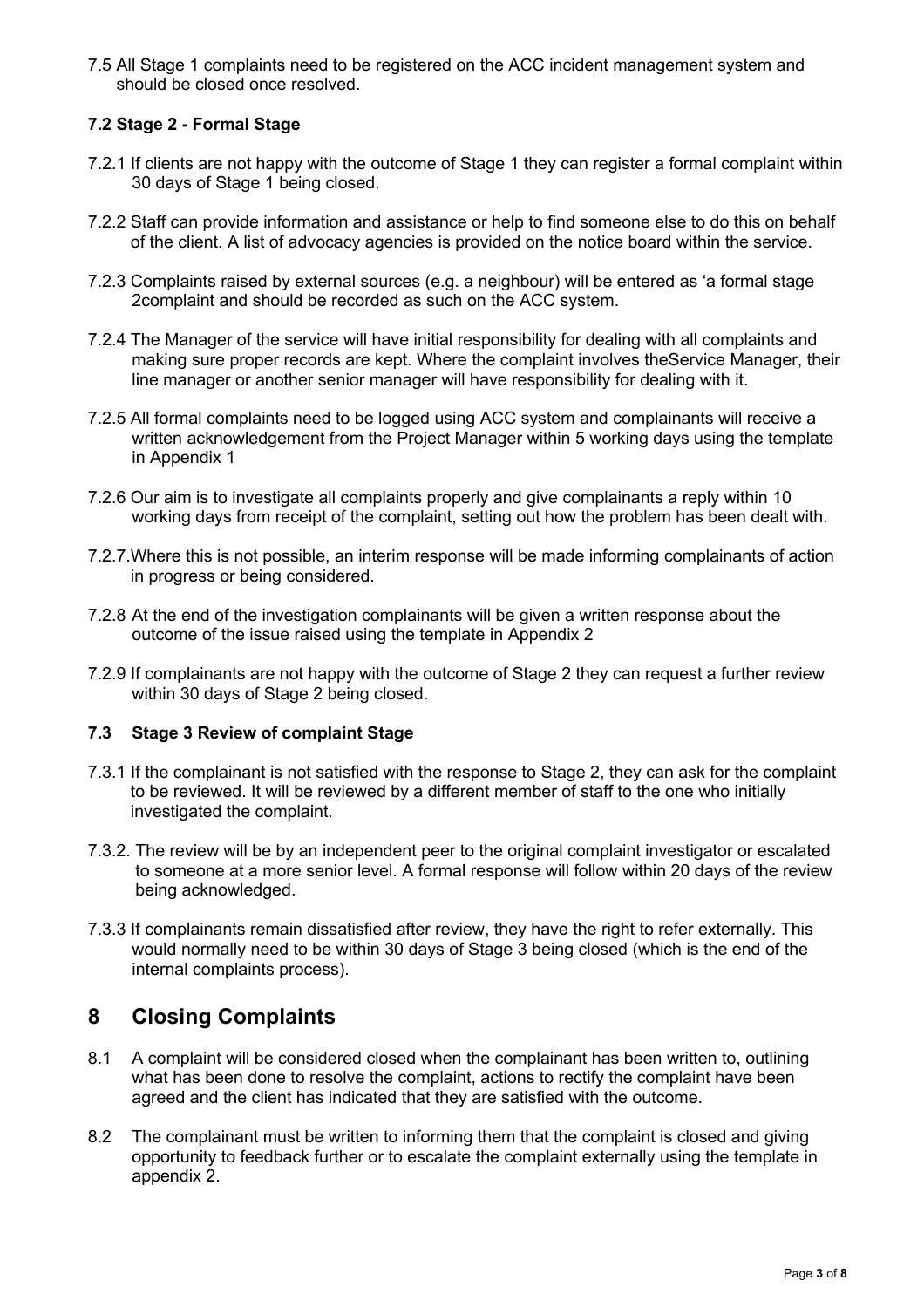7.5 All Stage 1 complaints need to be registered on the ACC incident management system and should be closed once resolved.

### 7.2 Stage 2 - Formal Stage

7.2.1 If clients are not happy with the outcome of Stage 1 they can register a formal complaint within 30 days of Stage 1 being closed.

7.2.2 Staff can provide information and assistance or help to find someone else to do this on behalf of the client. A list of advocacy agencies is provided on the notice board within the service.

7.2.3 Complaints raised by external sources (e.g. a neighbour) will be entered as 'a formal stage 2complaint and should be recorded as such on the ACC system.

7.2.4 The Manager of the service will have initial responsibility for dealing with all complaints and making sure proper records are kept. Where the complaint involves theService Manager, their line manager or another senior manager will have responsibility for dealing with it.

7.2.5 All formal complaints need to be logged using ACC system and complainants will receive a written acknowledgement from the Project Manager within 5 working days using the template in Appendix 1

7.2.6 Our aim is to investigate all complaints properly and give complainants a reply within 10 working days from receipt of the complaint, setting out how the problem has been dealt with.

7.2.7.Where this is not possible, an interim response will be made informing complainants of action in progress or being considered.

7.2.8 At the end of the investigation complainants will be given a written response about the outcome of the issue raised using the template in Appendix 2

7.2.9 If complainants are not happy with the outcome of Stage 2 they can request a further review within 30 days of Stage 2 being closed.

### 7.3 Stage 3 Review of complaint Stage

7.3.1 If the complainant is not satisfied with the response to Stage 2, they can ask for the complaint to be reviewed. It will be reviewed by a different member of staff to the one who initially investigated the complaint.

7.3.2. The review will be by an independent peer to the original complaint investigator or escalated to someone at a more senior level. A formal response will follow within 20 days of the review being acknowledged.

7.3.3 If complainants remain dissatisfied after review, they have the right to refer externally. This would normally need to be within 30 days of Stage 3 being closed (which is the end of the internal complaints process).

## 8 Closing Complaints

8.1 A complaint will be considered closed when the complainant has been written to, outlining what has been done to resolve the complaint, actions to rectify the complaint have been agreed and the client has indicated that they are satisfied with the outcome.

8.2 The complainant must be written to informing them that the complaint is closed and giving opportunity to feedback further or to escalate the complaint externally using the template in appendix 2.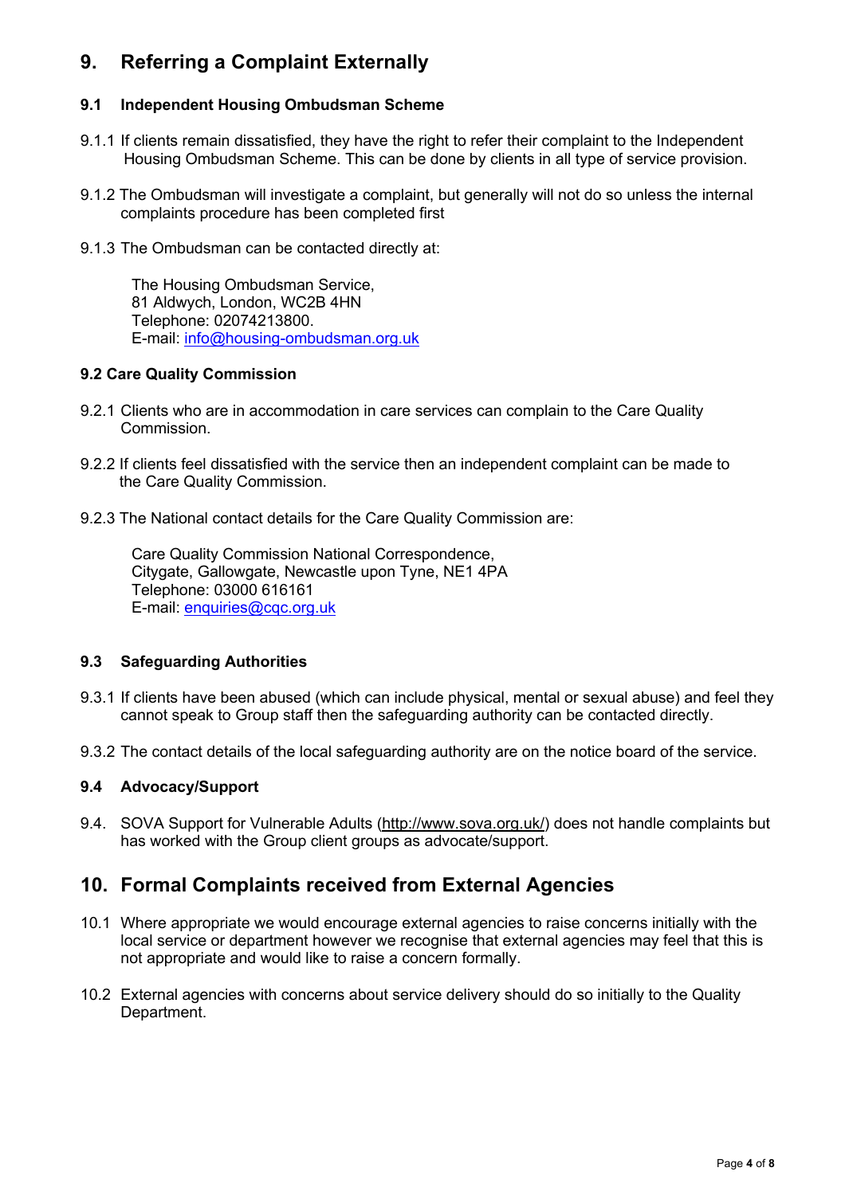## 9. Referring a Complaint Externally

### 9.1 Independent Housing Ombudsman Scheme

9.1.1 If clients remain dissatisfied, they have the right to refer their complaint to the Independent Housing Ombudsman Scheme. This can be done by clients in all type of service provision.

9.1.2 The Ombudsman will investigate a complaint, but generally will not do so unless the internal complaints procedure has been completed first

9.1.3 The Ombudsman can be contacted directly at:

The Housing Ombudsman Service,
81 Aldwych, London, WC2B 4HN
Telephone: 02074213800.
E-mail: info@housing-ombudsman.org.uk

### 9.2 Care Quality Commission

9.2.1 Clients who are in accommodation in care services can complain to the Care Quality Commission.

9.2.2 If clients feel dissatisfied with the service then an independent complaint can be made to the Care Quality Commission.

9.2.3 The National contact details for the Care Quality Commission are:

Care Quality Commission National Correspondence,
Citygate, Gallowgate, Newcastle upon Tyne, NE1 4PA
Telephone: 03000 616161
E-mail: enquiries@cqc.org.uk

### 9.3 Safeguarding Authorities

9.3.1 If clients have been abused (which can include physical, mental or sexual abuse) and feel they cannot speak to Group staff then the safeguarding authority can be contacted directly.

9.3.2 The contact details of the local safeguarding authority are on the notice board of the service.

### 9.4 Advocacy/Support

9.4. SOVA Support for Vulnerable Adults (http://www.sova.org.uk/) does not handle complaints but has worked with the Group client groups as advocate/support.

## 10. Formal Complaints received from External Agencies

10.1 Where appropriate we would encourage external agencies to raise concerns initially with the local service or department however we recognise that external agencies may feel that this is not appropriate and would like to raise a concern formally.

10.2 External agencies with concerns about service delivery should do so initially to the Quality Department.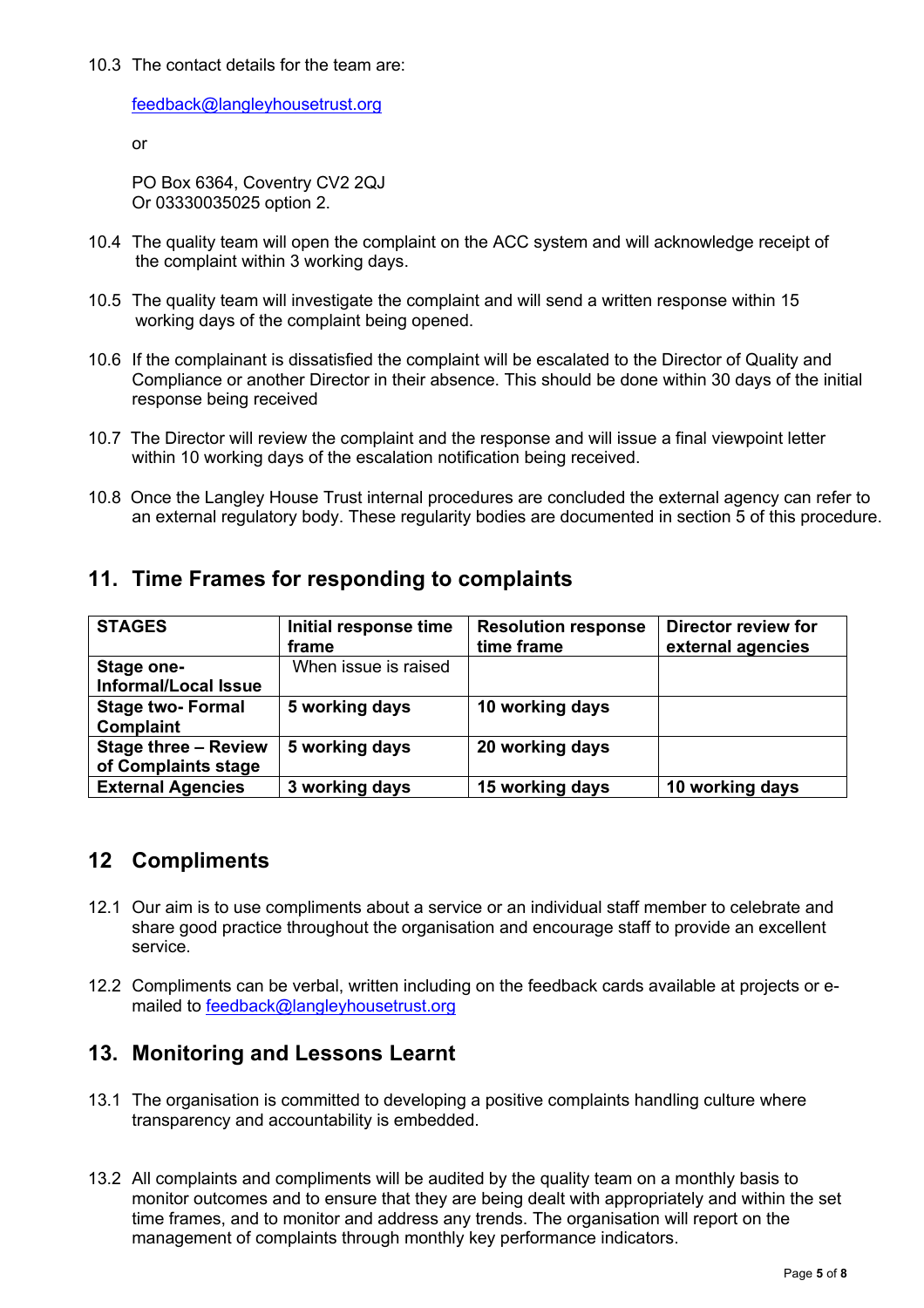10.3 The contact details for the team are:

feedback@langleyhousetrust.org

or

PO Box 6364, Coventry CV2 2QJ
Or 03330035025 option 2.

10.4 The quality team will open the complaint on the ACC system and will acknowledge receipt of the complaint within 3 working days.

10.5 The quality team will investigate the complaint and will send a written response within 15 working days of the complaint being opened.

10.6 If the complainant is dissatisfied the complaint will be escalated to the Director of Quality and Compliance or another Director in their absence. This should be done within 30 days of the initial response being received

10.7 The Director will review the complaint and the response and will issue a final viewpoint letter within 10 working days of the escalation notification being received.

10.8 Once the Langley House Trust internal procedures are concluded the external agency can refer to an external regulatory body. These regularity bodies are documented in section 5 of this procedure.

## 11. Time Frames for responding to complaints

| STAGES | Initial response time frame | Resolution response time frame | Director review for external agencies |
|---|---|---|---|
| **Stage one- Informal/Local Issue** | When issue is raised | | |
| **Stage two- Formal Complaint** | **5 working days** | **10 working days** | |
| **Stage three – Review of Complaints stage** | **5 working days** | **20 working days** | |
| **External Agencies** | **3 working days** | **15 working days** | **10 working days** |

## 12 Compliments

12.1 Our aim is to use compliments about a service or an individual staff member to celebrate and share good practice throughout the organisation and encourage staff to provide an excellent service.

12.2 Compliments can be verbal, written including on the feedback cards available at projects or e-mailed to feedback@langleyhousetrust.org

## 13. Monitoring and Lessons Learnt

13.1 The organisation is committed to developing a positive complaints handling culture where transparency and accountability is embedded.

13.2 All complaints and compliments will be audited by the quality team on a monthly basis to monitor outcomes and to ensure that they are being dealt with appropriately and within the set time frames, and to monitor and address any trends. The organisation will report on the management of complaints through monthly key performance indicators.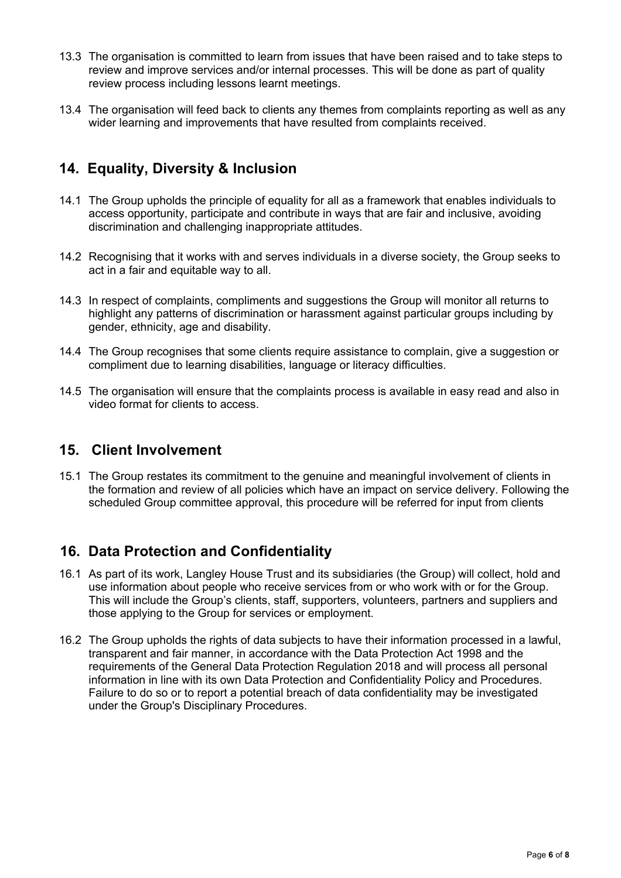13.3 The organisation is committed to learn from issues that have been raised and to take steps to review and improve services and/or internal processes. This will be done as part of quality review process including lessons learnt meetings.

13.4 The organisation will feed back to clients any themes from complaints reporting as well as any wider learning and improvements that have resulted from complaints received.

## 14. Equality, Diversity & Inclusion

14.1 The Group upholds the principle of equality for all as a framework that enables individuals to access opportunity, participate and contribute in ways that are fair and inclusive, avoiding discrimination and challenging inappropriate attitudes.

14.2 Recognising that it works with and serves individuals in a diverse society, the Group seeks to act in a fair and equitable way to all.

14.3 In respect of complaints, compliments and suggestions the Group will monitor all returns to highlight any patterns of discrimination or harassment against particular groups including by gender, ethnicity, age and disability.

14.4 The Group recognises that some clients require assistance to complain, give a suggestion or compliment due to learning disabilities, language or literacy difficulties.

14.5 The organisation will ensure that the complaints process is available in easy read and also in video format for clients to access.

## 15. Client Involvement

15.1 The Group restates its commitment to the genuine and meaningful involvement of clients in the formation and review of all policies which have an impact on service delivery. Following the scheduled Group committee approval, this procedure will be referred for input from clients

## 16. Data Protection and Confidentiality

16.1 As part of its work, Langley House Trust and its subsidiaries (the Group) will collect, hold and use information about people who receive services from or who work with or for the Group. This will include the Group's clients, staff, supporters, volunteers, partners and suppliers and those applying to the Group for services or employment.

16.2 The Group upholds the rights of data subjects to have their information processed in a lawful, transparent and fair manner, in accordance with the Data Protection Act 1998 and the requirements of the General Data Protection Regulation 2018 and will process all personal information in line with its own Data Protection and Confidentiality Policy and Procedures. Failure to do so or to report a potential breach of data confidentiality may be investigated under the Group's Disciplinary Procedures.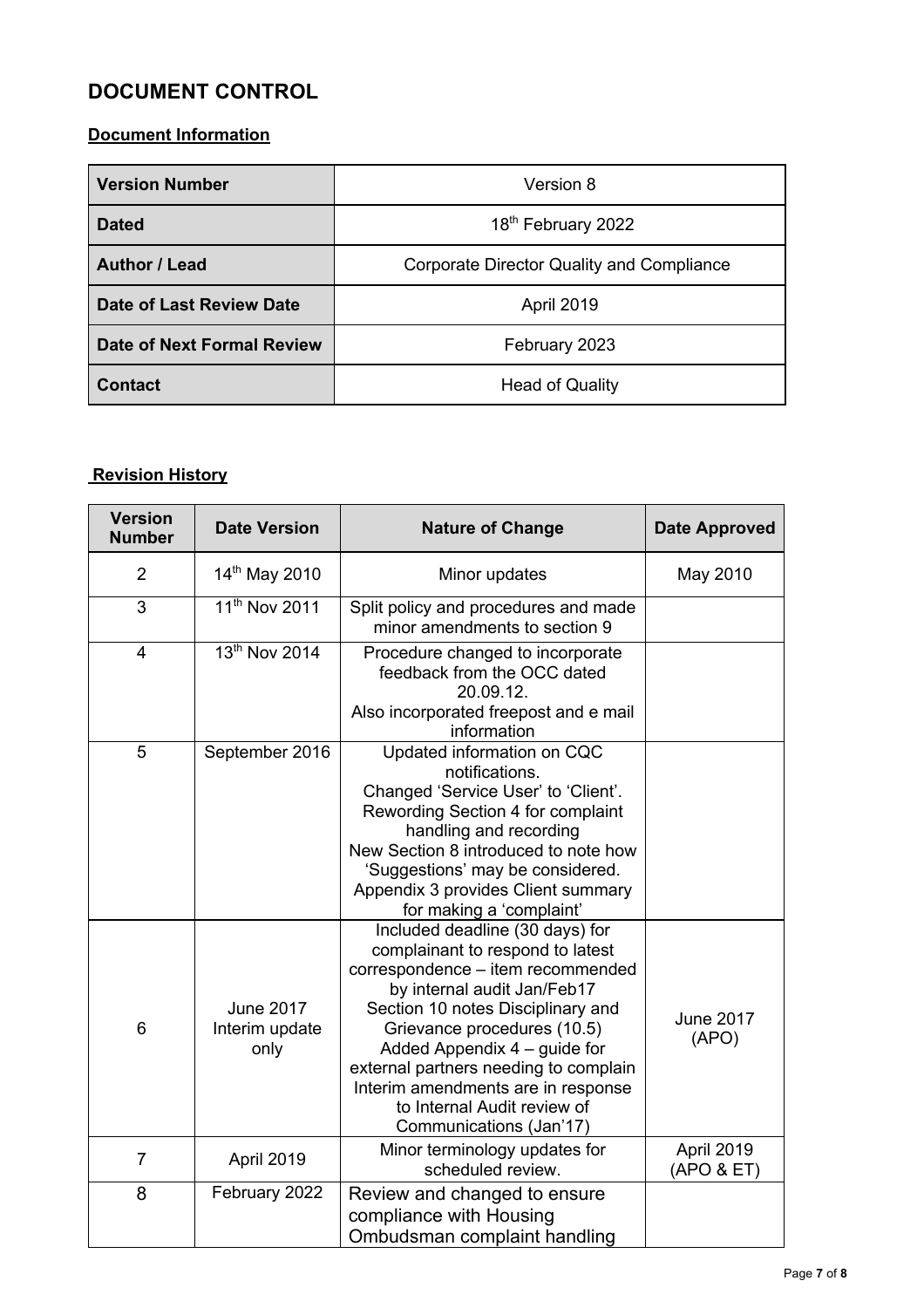# DOCUMENT CONTROL

## Document Information

| | |
|---|---|
| **Version Number** | Version 8 |
| **Dated** | 18th February 2022 |
| **Author / Lead** | Corporate Director Quality and Compliance |
| **Date of Last Review Date** | April 2019 |
| **Date of Next Formal Review** | February 2023 |
| **Contact** | Head of Quality |

## Revision History

| Version Number | Date Version | Nature of Change | Date Approved |
|---|---|---|---|
| 2 | 14th May 2010 | Minor updates | May 2010 |
| 3 | 11th Nov 2011 | Split policy and procedures and made minor amendments to section 9 | |
| 4 | 13th Nov 2014 | Procedure changed to incorporate feedback from the OCC dated 20.09.12. Also incorporated freepost and e mail information | |
| 5 | September 2016 | Updated information on CQC notifications. Changed 'Service User' to 'Client'. Rewording Section 4 for complaint handling and recording New Section 8 introduced to note how 'Suggestions' may be considered. Appendix 3 provides Client summary for making a 'complaint' | |
| 6 | June 2017 Interim update only | Included deadline (30 days) for complainant to respond to latest correspondence – item recommended by internal audit Jan/Feb17 Section 10 notes Disciplinary and Grievance procedures (10.5) Added Appendix 4 – guide for external partners needing to complain Interim amendments are in response to Internal Audit review of Communications (Jan'17) | June 2017 (APO) |
| 7 | April 2019 | Minor terminology updates for scheduled review. | April 2019 (APO & ET) |
| 8 | February 2022 | Review and changed to ensure compliance with Housing Ombudsman complaint handling | |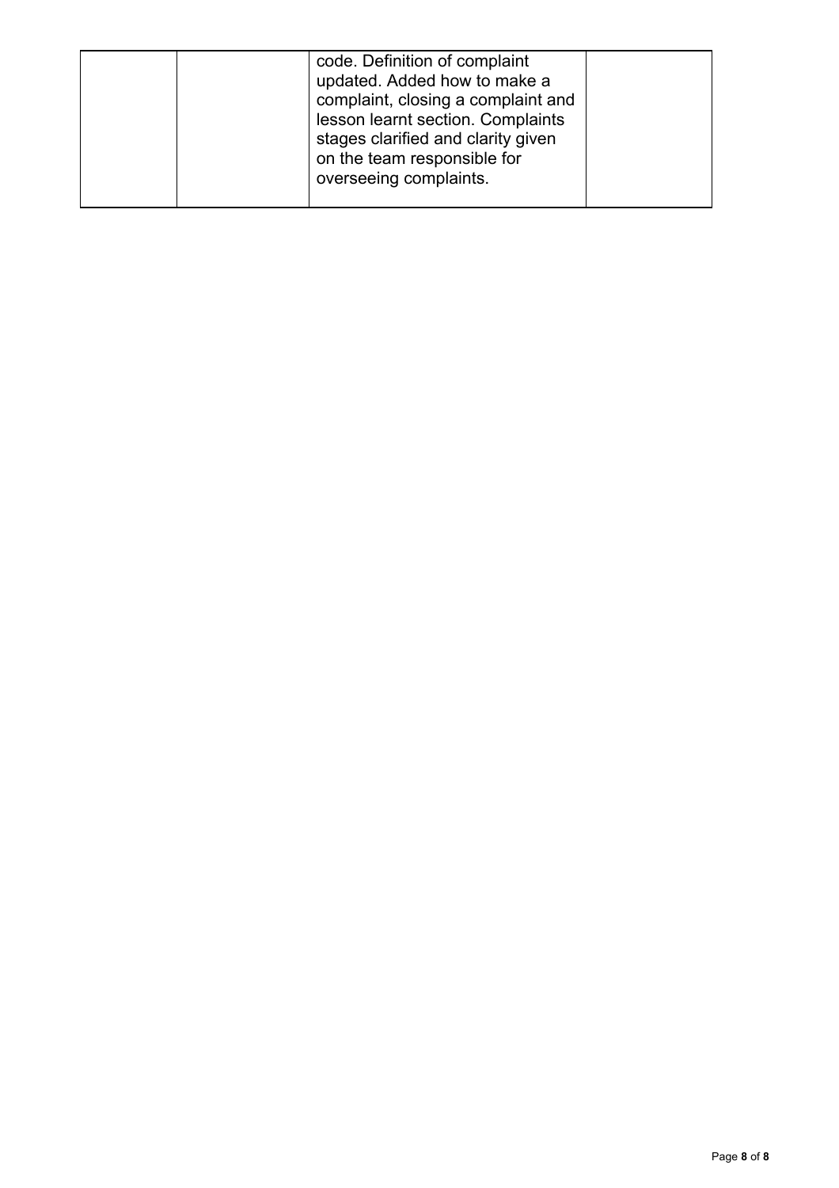| | | | |
|---|---|---|---|
| | | code. Definition of complaint updated. Added how to make a complaint, closing a complaint and lesson learnt section. Complaints stages clarified and clarity given on the team responsible for overseeing complaints. | |